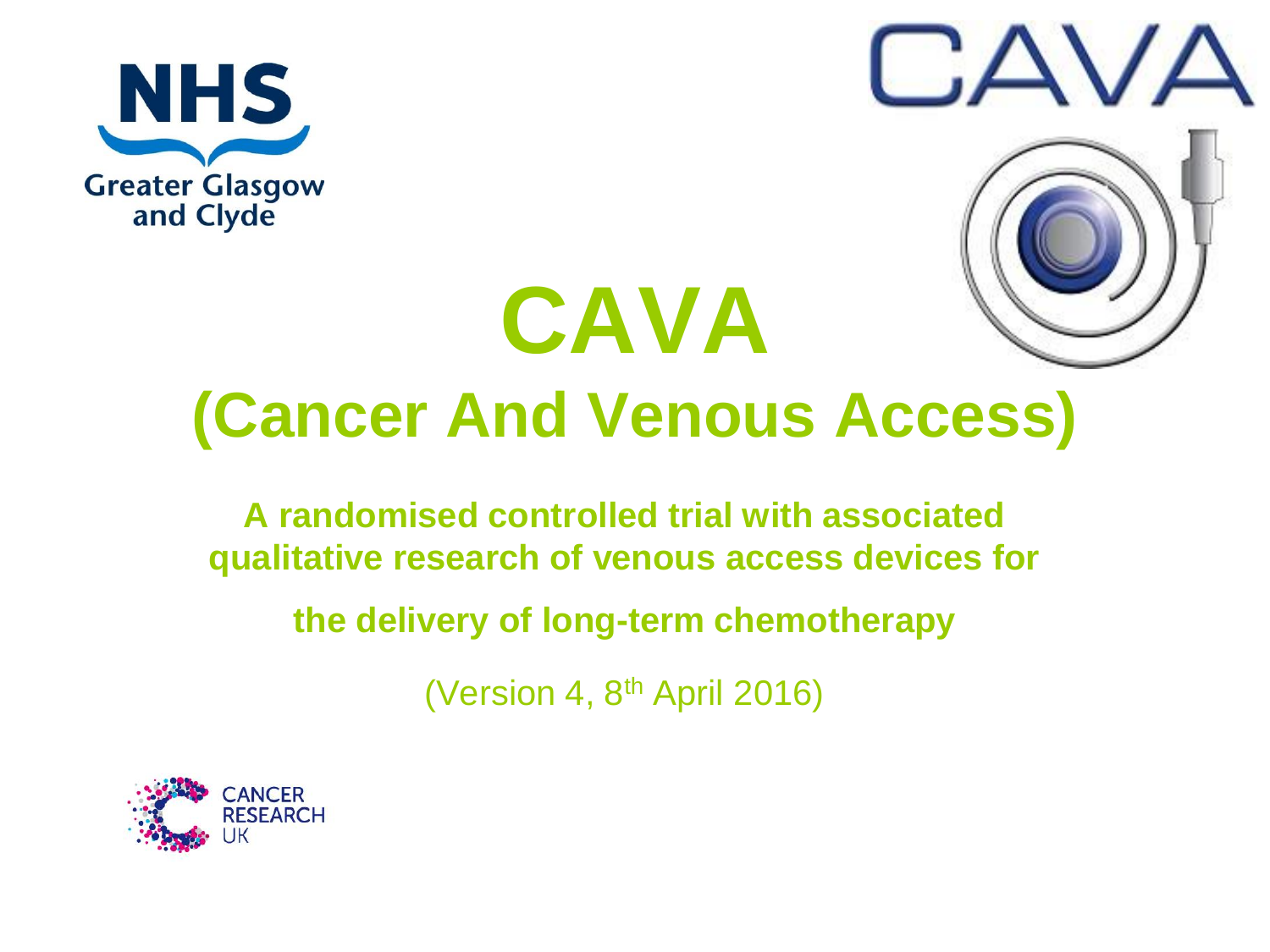NHS Greater Glasgow and Clyde

CAVA

# CAVA

# (Cancer And Venous Access)

**A randomised controlled trial with associated qualitative research of venous access devices for the delivery of long-term chemotherapy**

(Version 4, 8th April 2016)

CANCER RESEARCH UK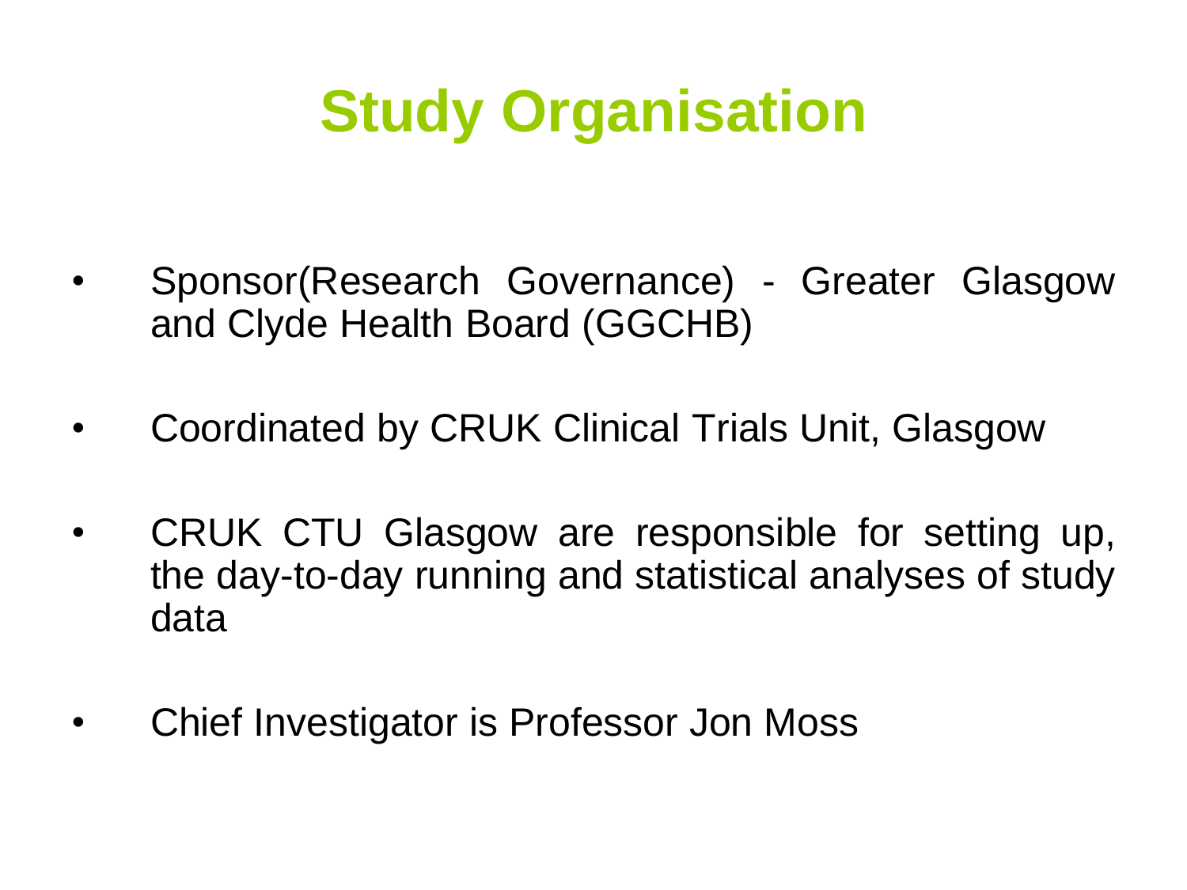# Study Organisation

- Sponsor(Research Governance) - Greater Glasgow and Clyde Health Board (GGCHB)
- Coordinated by CRUK Clinical Trials Unit, Glasgow
- CRUK CTU Glasgow are responsible for setting up, the day-to-day running and statistical analyses of study data
- Chief Investigator is Professor Jon Moss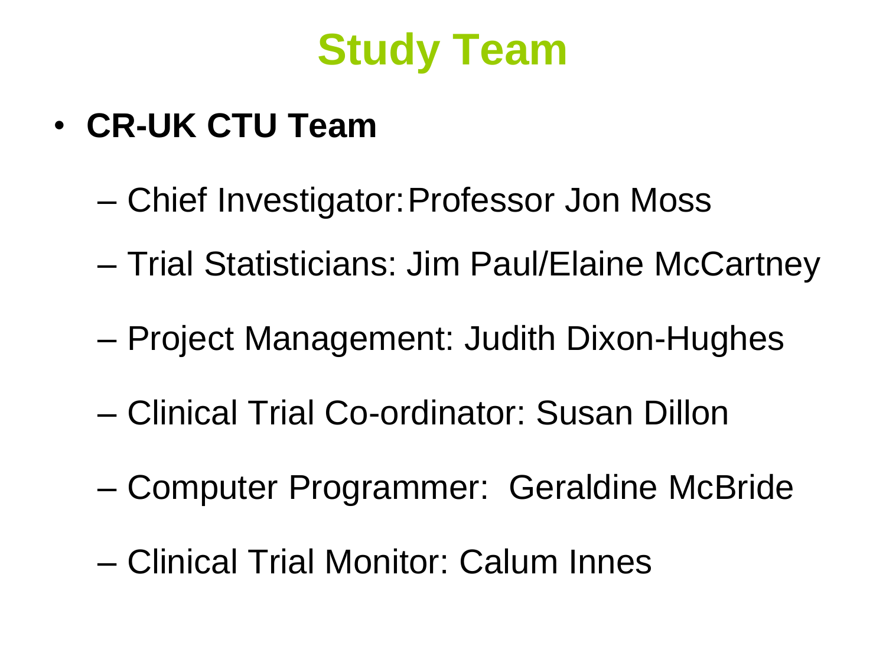# Study Team

- **CR-UK CTU Team**
  - Chief Investigator: Professor Jon Moss
  - Trial Statisticians: Jim Paul/Elaine McCartney
  - Project Management: Judith Dixon-Hughes
  - Clinical Trial Co-ordinator: Susan Dillon
  - Computer Programmer: Geraldine McBride
  - Clinical Trial Monitor: Calum Innes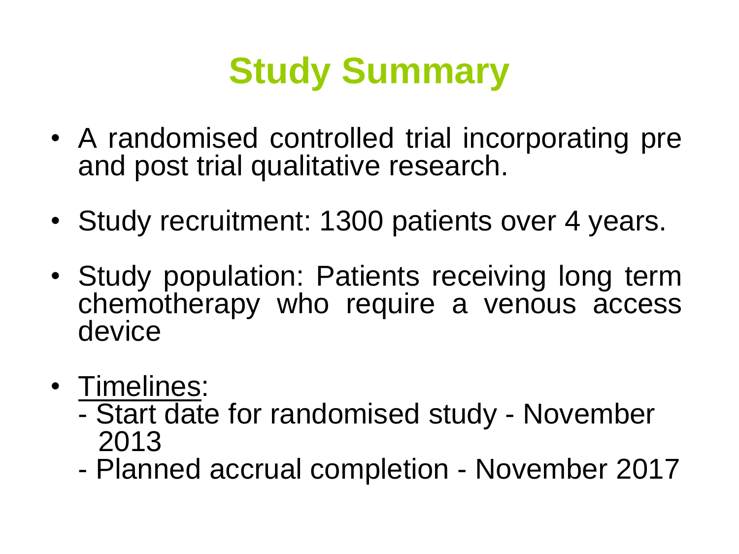# Study Summary

- A randomised controlled trial incorporating pre and post trial qualitative research.
- Study recruitment: 1300 patients over 4 years.
- Study population: Patients receiving long term chemotherapy who require a venous access device
- Timelines:
  - Start date for randomised study - November 2013
  - Planned accrual completion - November 2017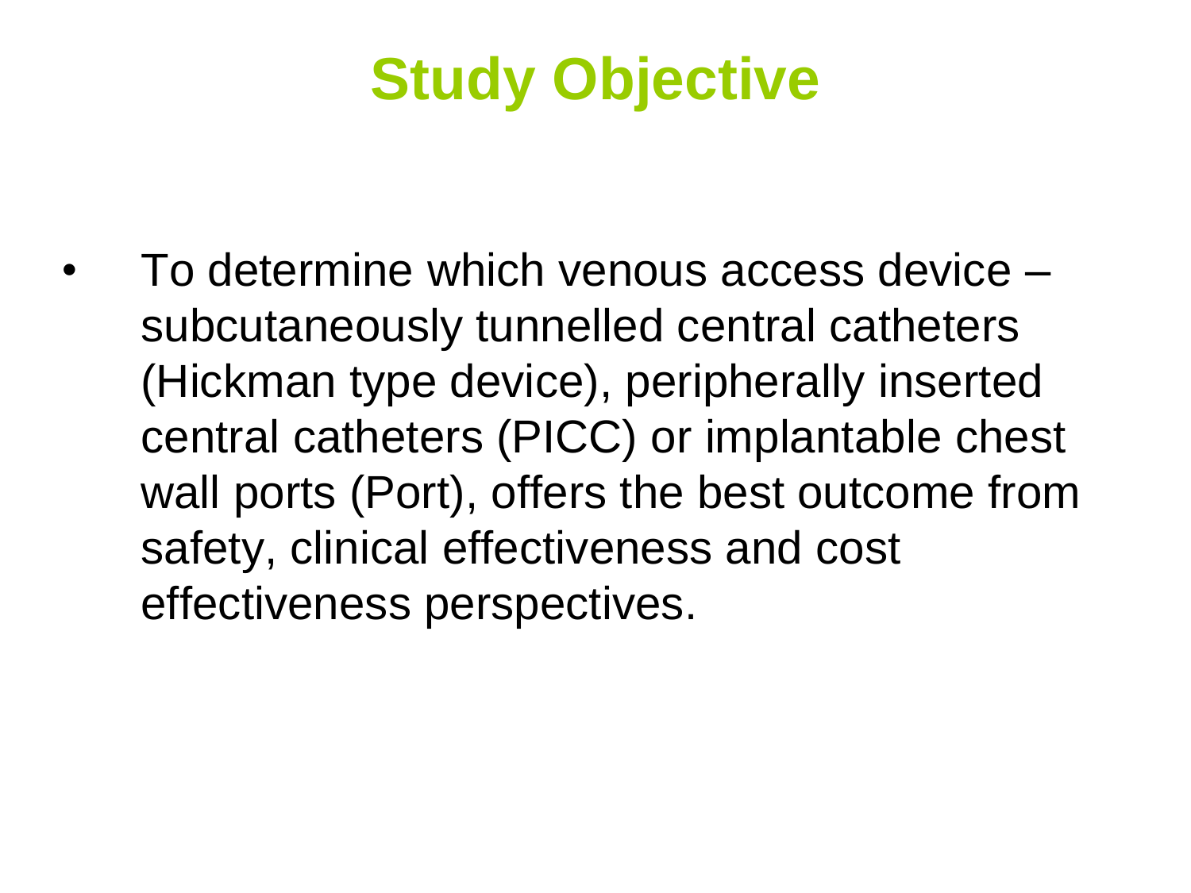# Study Objective

- To determine which venous access device – subcutaneously tunnelled central catheters (Hickman type device), peripherally inserted central catheters (PICC) or implantable chest wall ports (Port), offers the best outcome from safety, clinical effectiveness and cost effectiveness perspectives.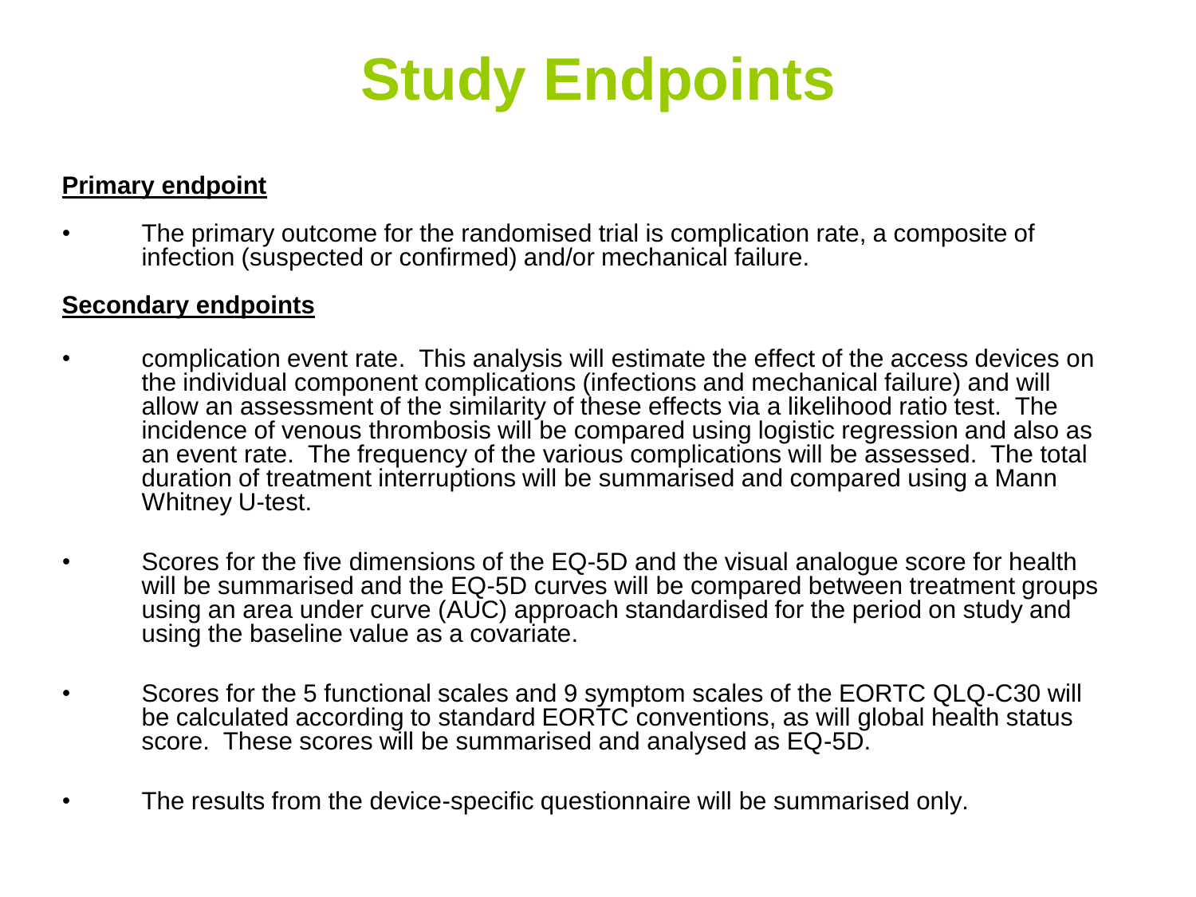# Study Endpoints

**Primary endpoint**

- The primary outcome for the randomised trial is complication rate, a composite of infection (suspected or confirmed) and/or mechanical failure.

**Secondary endpoints**

- complication event rate. This analysis will estimate the effect of the access devices on the individual component complications (infections and mechanical failure) and will allow an assessment of the similarity of these effects via a likelihood ratio test. The incidence of venous thrombosis will be compared using logistic regression and also as an event rate. The frequency of the various complications will be assessed. The total duration of treatment interruptions will be summarised and compared using a Mann Whitney U-test.

- Scores for the five dimensions of the EQ-5D and the visual analogue score for health will be summarised and the EQ-5D curves will be compared between treatment groups using an area under curve (AUC) approach standardised for the period on study and using the baseline value as a covariate.

- Scores for the 5 functional scales and 9 symptom scales of the EORTC QLQ-C30 will be calculated according to standard EORTC conventions, as will global health status score. These scores will be summarised and analysed as EQ-5D.

- The results from the device-specific questionnaire will be summarised only.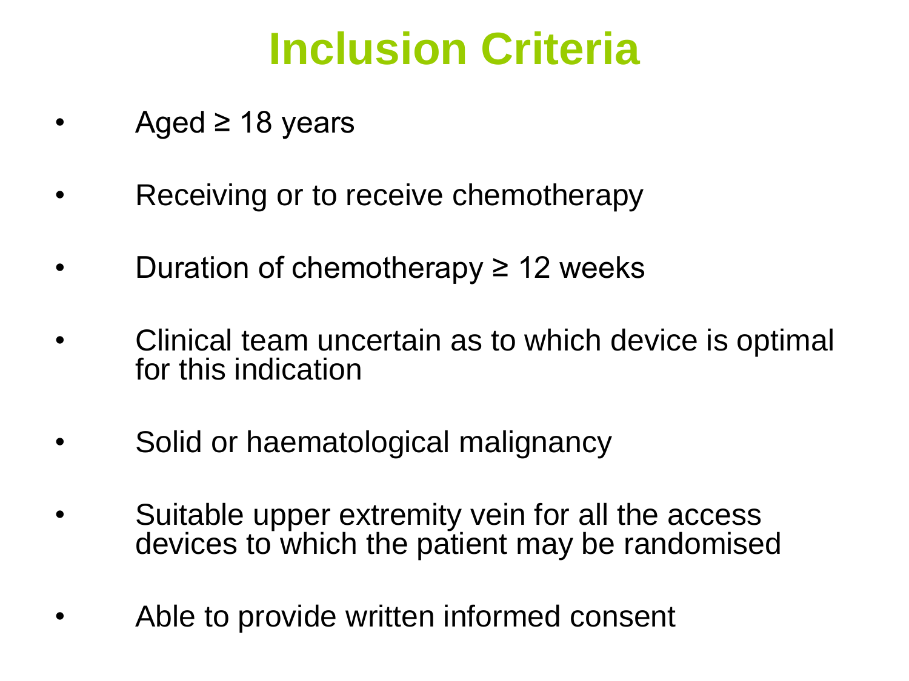# Inclusion Criteria

- Aged ≥ 18 years
- Receiving or to receive chemotherapy
- Duration of chemotherapy ≥ 12 weeks
- Clinical team uncertain as to which device is optimal for this indication
- Solid or haematological malignancy
- Suitable upper extremity vein for all the access devices to which the patient may be randomised
- Able to provide written informed consent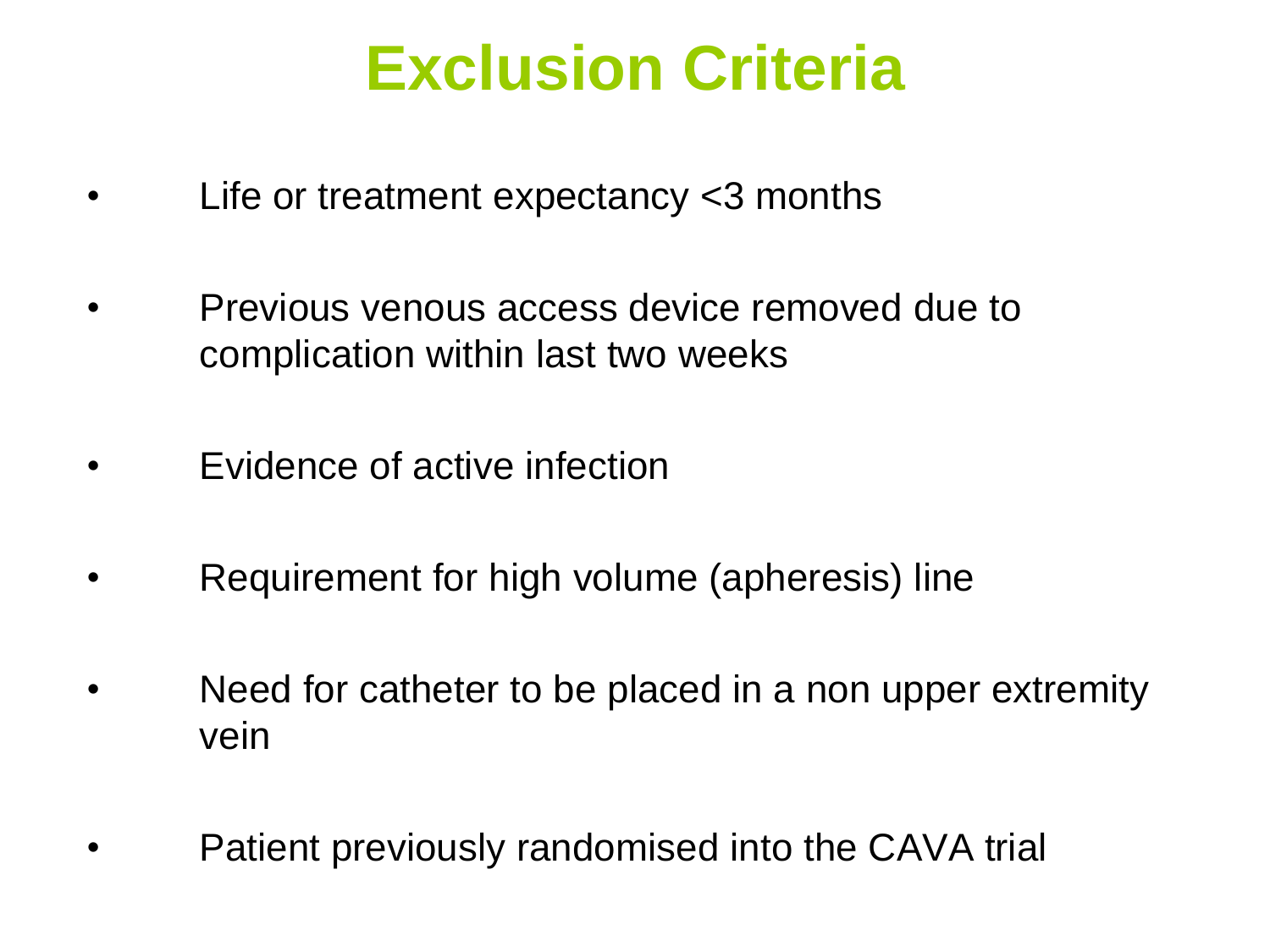# Exclusion Criteria

- Life or treatment expectancy <3 months
- Previous venous access device removed due to complication within last two weeks
- Evidence of active infection
- Requirement for high volume (apheresis) line
- Need for catheter to be placed in a non upper extremity vein
- Patient previously randomised into the CAVA trial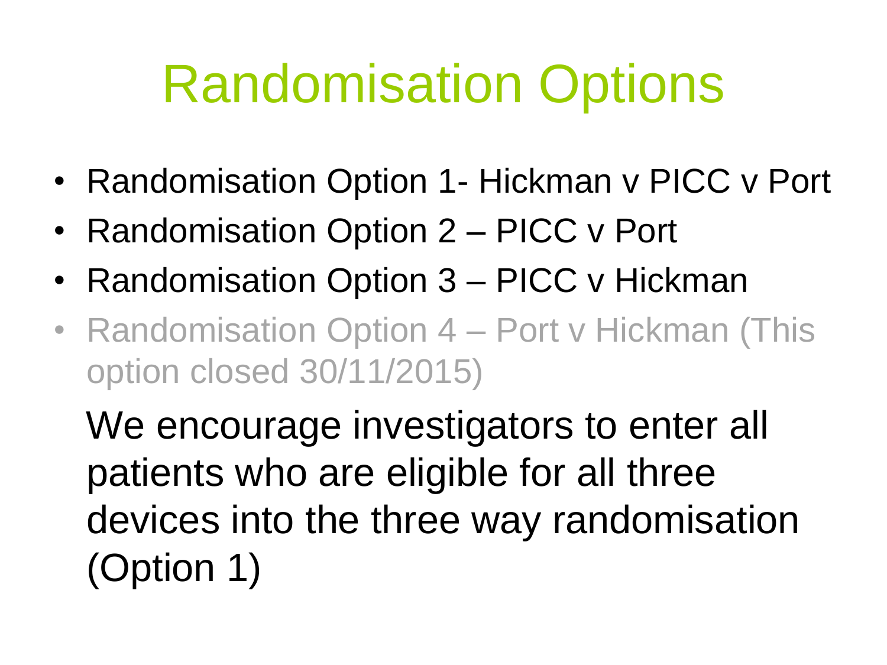# Randomisation Options

- Randomisation Option 1- Hickman v PICC v Port
- Randomisation Option 2 – PICC v Port
- Randomisation Option 3 – PICC v Hickman
- Randomisation Option 4 – Port v Hickman (This option closed 30/11/2015)

We encourage investigators to enter all patients who are eligible for all three devices into the three way randomisation (Option 1)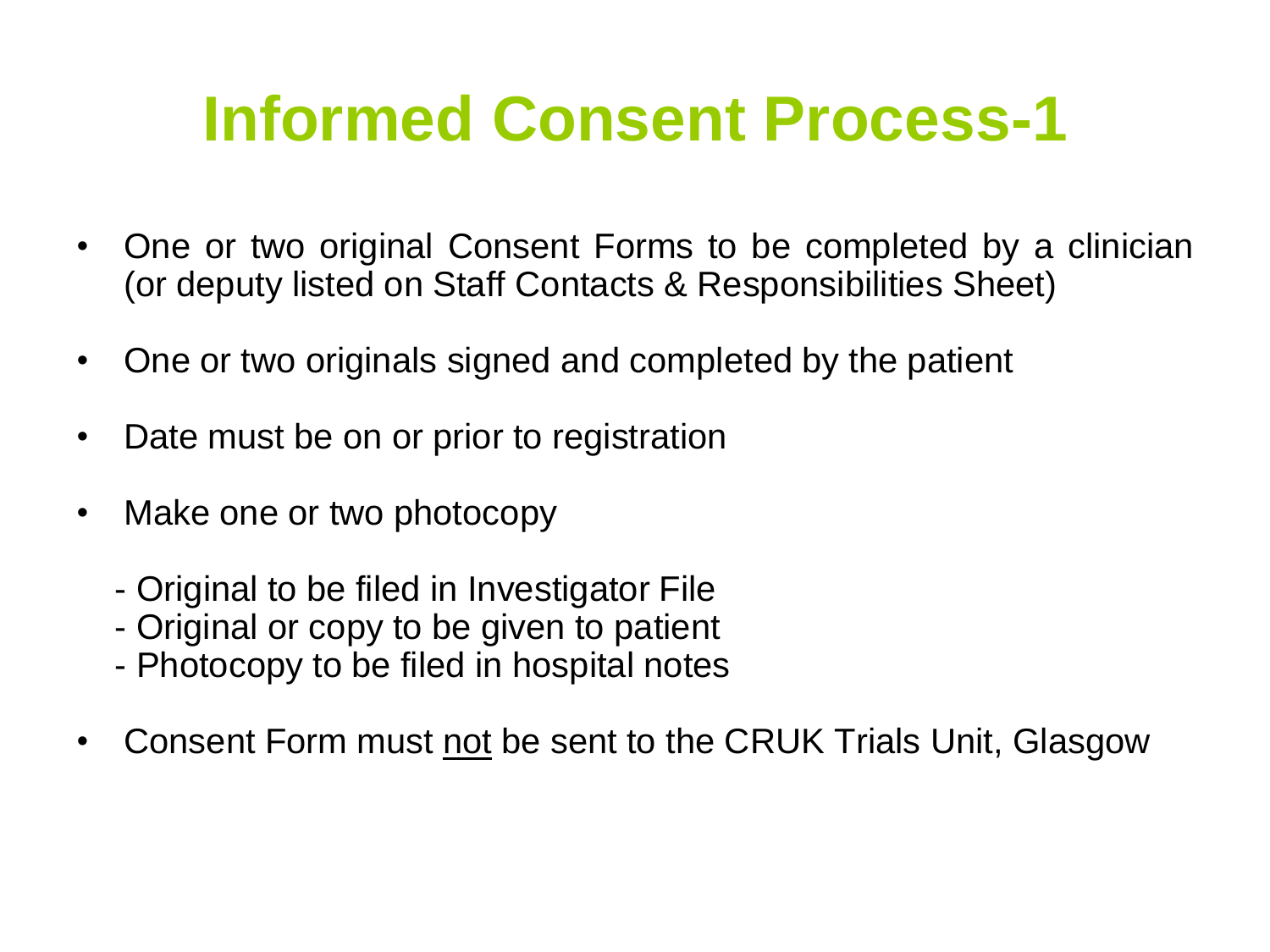# Informed Consent Process-1

- One or two original Consent Forms to be completed by a clinician (or deputy listed on Staff Contacts & Responsibilities Sheet)
- One or two originals signed and completed by the patient
- Date must be on or prior to registration
- Make one or two photocopy

  - Original to be filed in Investigator File
  - Original or copy to be given to patient
  - Photocopy to be filed in hospital notes

- Consent Form must <u>not</u> be sent to the CRUK Trials Unit, Glasgow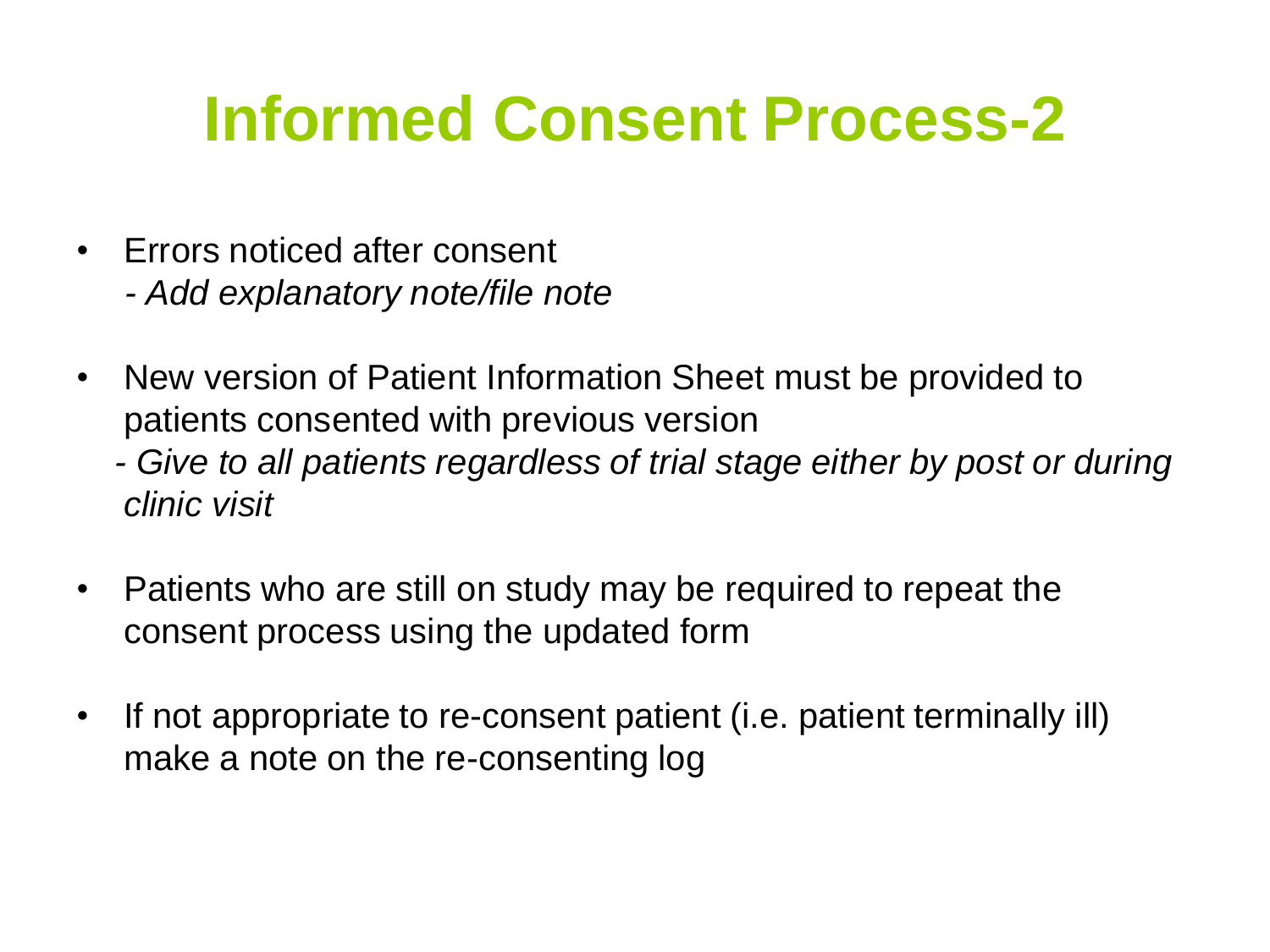# Informed Consent Process-2

- Errors noticed after consent
  *- Add explanatory note/file note*

- New version of Patient Information Sheet must be provided to patients consented with previous version
  *- Give to all patients regardless of trial stage either by post or during clinic visit*

- Patients who are still on study may be required to repeat the consent process using the updated form

- If not appropriate to re-consent patient (i.e. patient terminally ill) make a note on the re-consenting log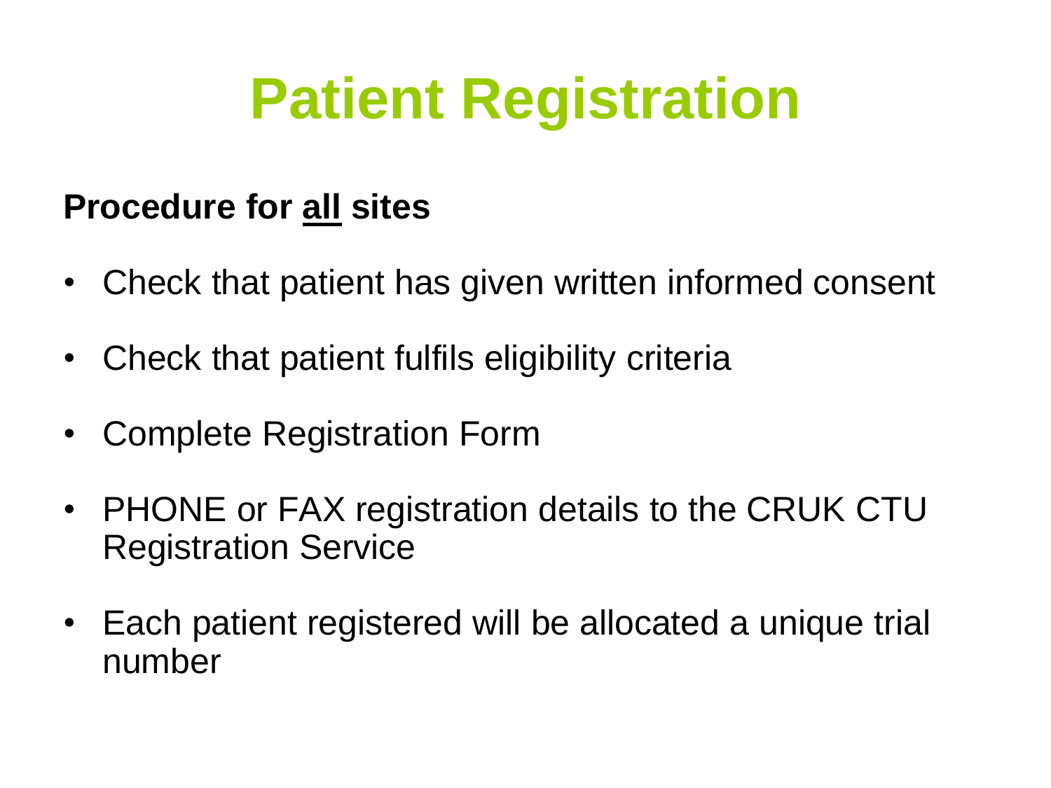# Patient Registration

**Procedure for <u>all</u> sites**

- Check that patient has given written informed consent
- Check that patient fulfils eligibility criteria
- Complete Registration Form
- PHONE or FAX registration details to the CRUK CTU Registration Service
- Each patient registered will be allocated a unique trial number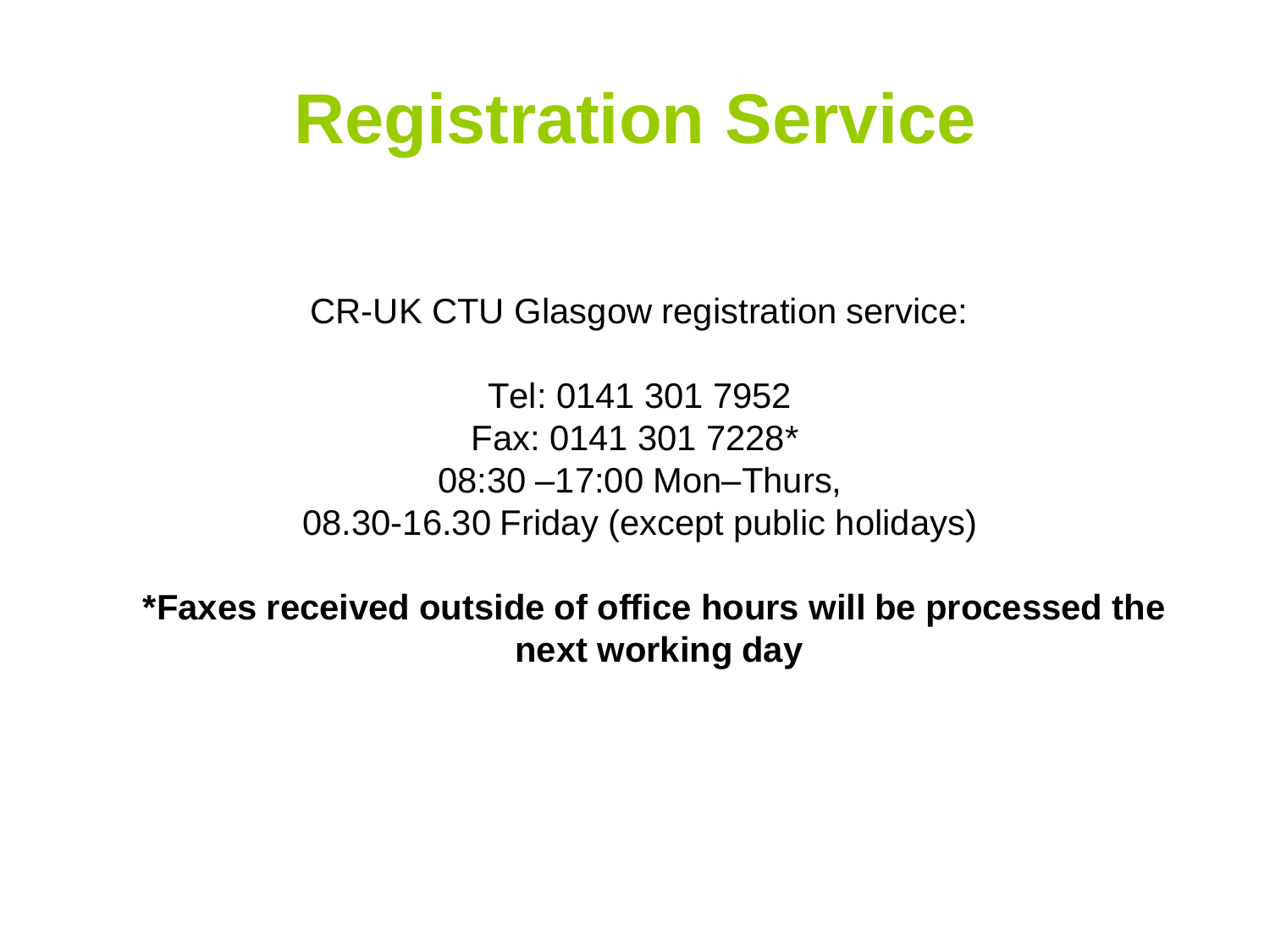# Registration Service

CR-UK CTU Glasgow registration service:

Tel: 0141 301 7952
Fax: 0141 301 7228*
08:30 –17:00 Mon–Thurs,
08.30-16.30 Friday (except public holidays)

**\*Faxes received outside of office hours will be processed the next working day**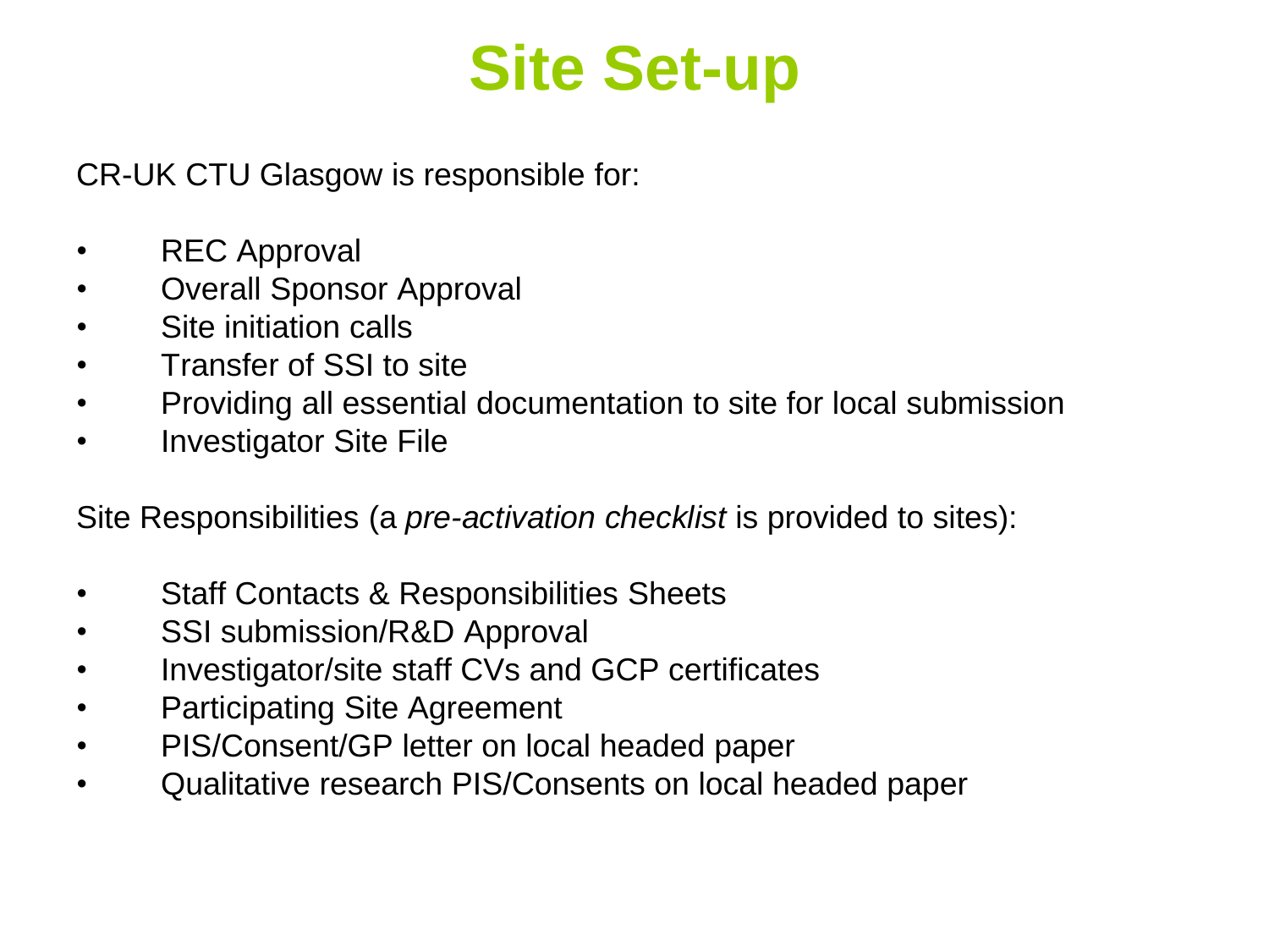# Site Set-up

CR-UK CTU Glasgow is responsible for:

- REC Approval
- Overall Sponsor Approval
- Site initiation calls
- Transfer of SSI to site
- Providing all essential documentation to site for local submission
- Investigator Site File

Site Responsibilities (a *pre-activation checklist* is provided to sites):

- Staff Contacts & Responsibilities Sheets
- SSI submission/R&D Approval
- Investigator/site staff CVs and GCP certificates
- Participating Site Agreement
- PIS/Consent/GP letter on local headed paper
- Qualitative research PIS/Consents on local headed paper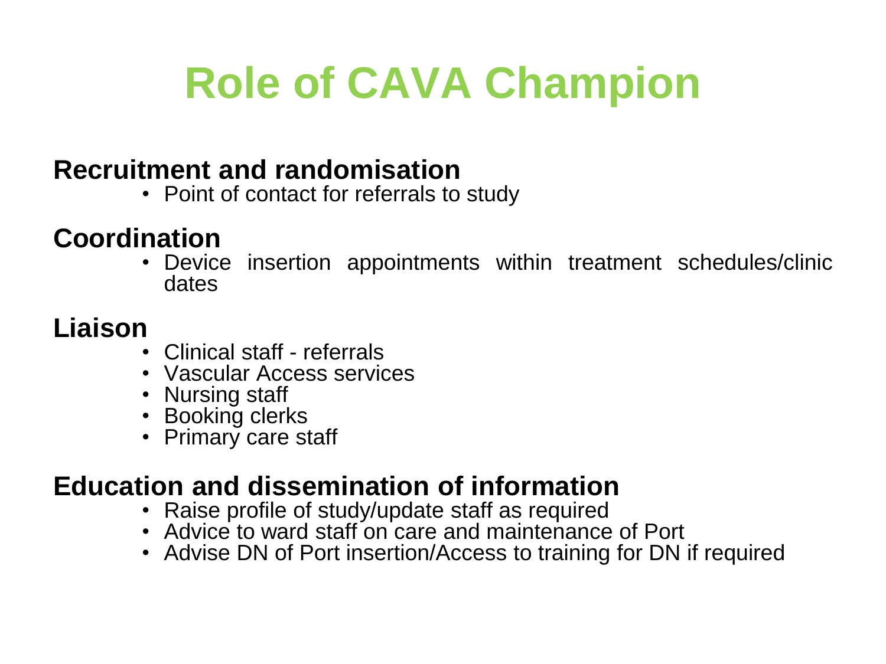# Role of CAVA Champion

**Recruitment and randomisation**

- Point of contact for referrals to study

**Coordination**

- Device insertion appointments within treatment schedules/clinic dates

**Liaison**

- Clinical staff - referrals
- Vascular Access services
- Nursing staff
- Booking clerks
- Primary care staff

**Education and dissemination of information**

- Raise profile of study/update staff as required
- Advice to ward staff on care and maintenance of Port
- Advise DN of Port insertion/Access to training for DN if required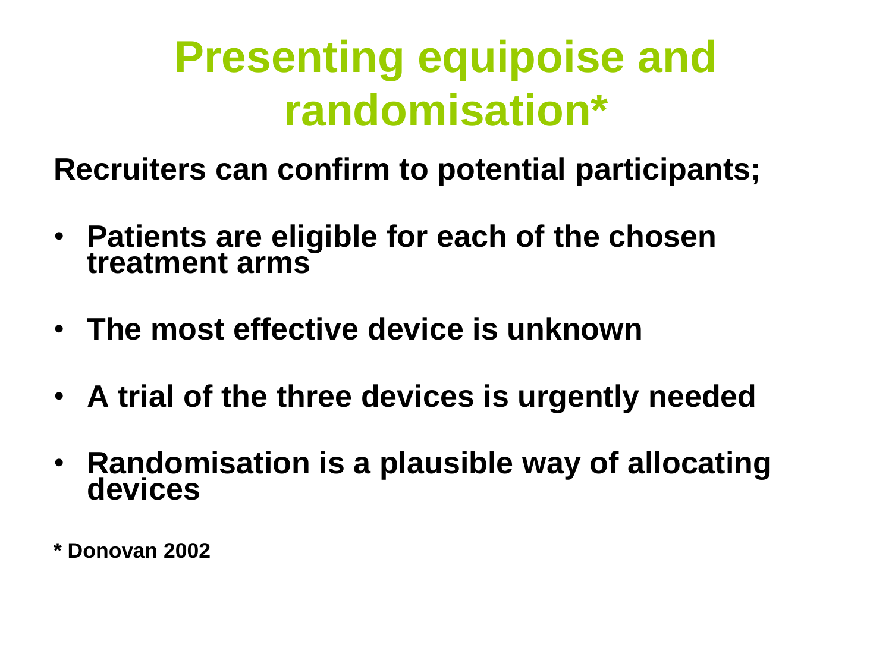# Presenting equipoise and randomisation*

**Recruiters can confirm to potential participants;**

- **Patients are eligible for each of the chosen treatment arms**
- **The most effective device is unknown**
- **A trial of the three devices is urgently needed**
- **Randomisation is a plausible way of allocating devices**

**\* Donovan 2002**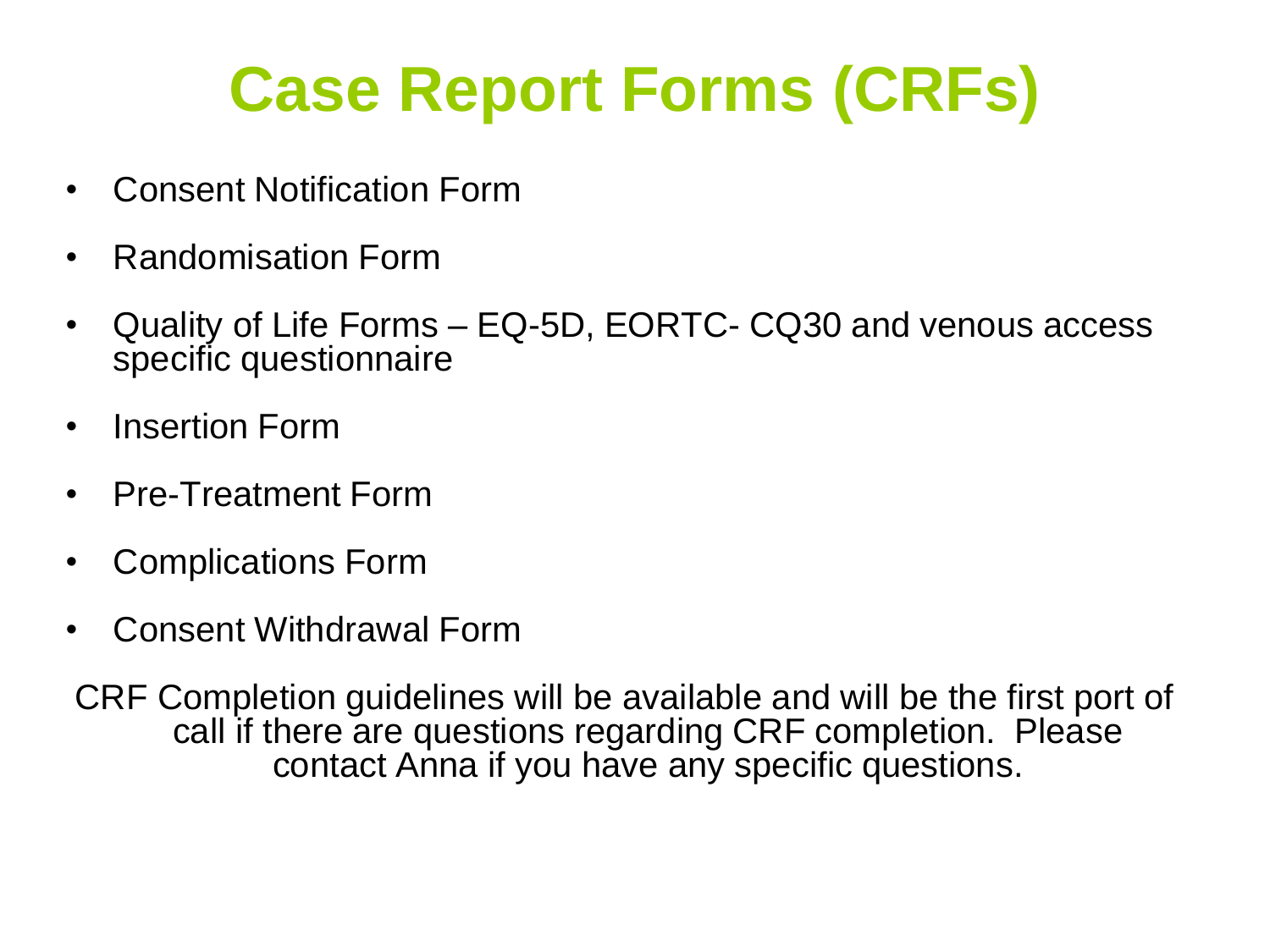# Case Report Forms (CRFs)

- Consent Notification Form
- Randomisation Form
- Quality of Life Forms – EQ-5D, EORTC- CQ30 and venous access specific questionnaire
- Insertion Form
- Pre-Treatment Form
- Complications Form
- Consent Withdrawal Form

CRF Completion guidelines will be available and will be the first port of call if there are questions regarding CRF completion. Please contact Anna if you have any specific questions.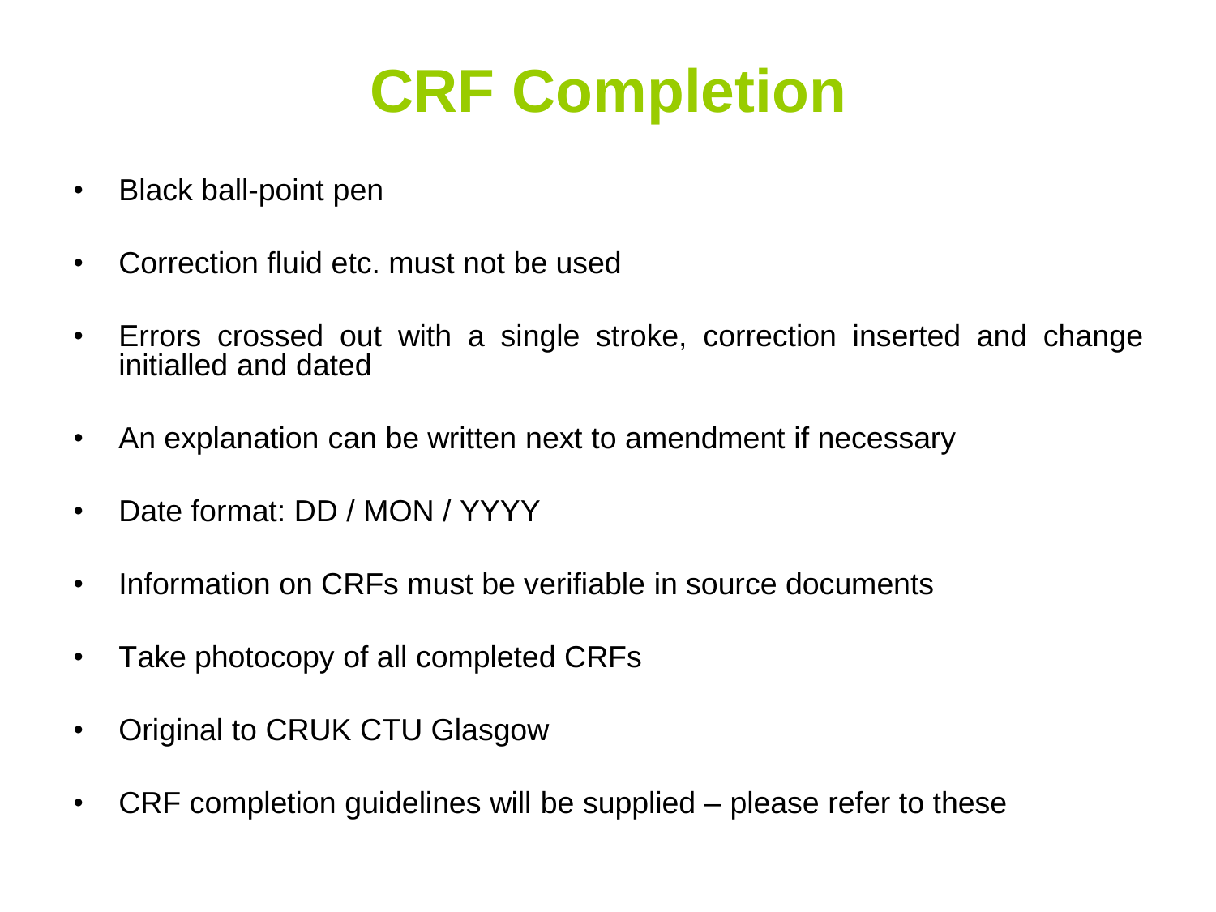# CRF Completion

- Black ball-point pen
- Correction fluid etc. must not be used
- Errors crossed out with a single stroke, correction inserted and change initialled and dated
- An explanation can be written next to amendment if necessary
- Date format: DD / MON / YYYY
- Information on CRFs must be verifiable in source documents
- Take photocopy of all completed CRFs
- Original to CRUK CTU Glasgow
- CRF completion guidelines will be supplied – please refer to these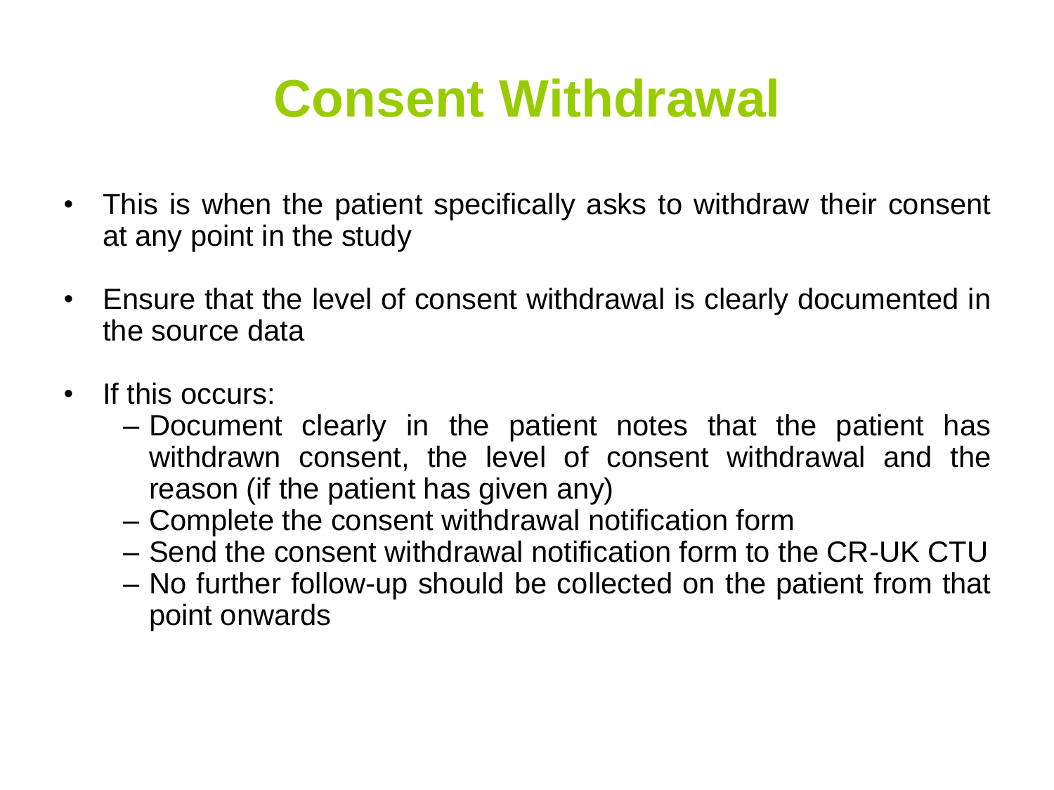# Consent Withdrawal

- This is when the patient specifically asks to withdraw their consent at any point in the study
- Ensure that the level of consent withdrawal is clearly documented in the source data
- If this occurs:
  - Document clearly in the patient notes that the patient has withdrawn consent, the level of consent withdrawal and the reason (if the patient has given any)
  - Complete the consent withdrawal notification form
  - Send the consent withdrawal notification form to the CR-UK CTU
  - No further follow-up should be collected on the patient from that point onwards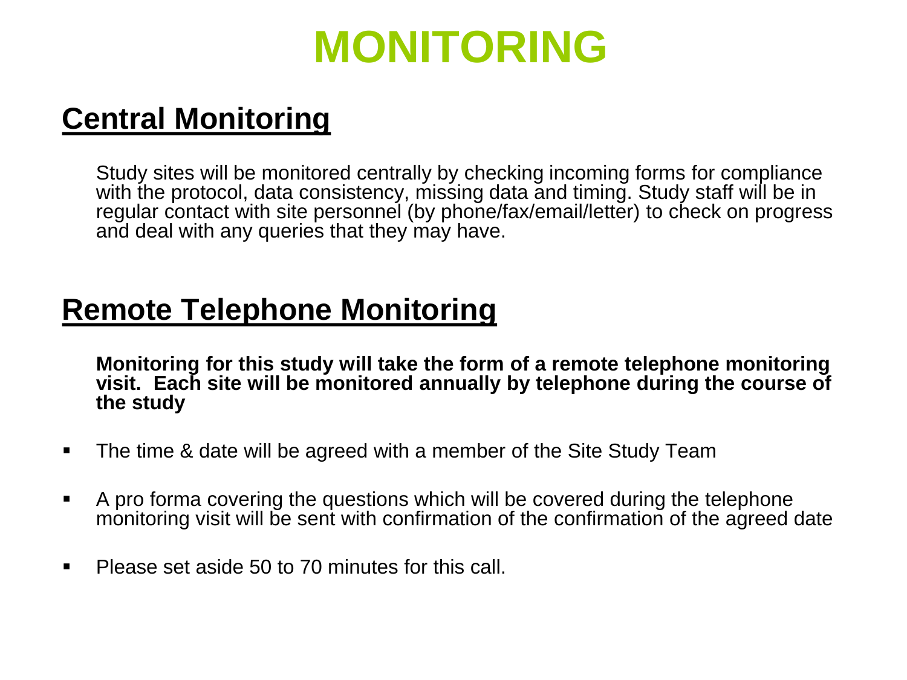# MONITORING

## Central Monitoring

Study sites will be monitored centrally by checking incoming forms for compliance with the protocol, data consistency, missing data and timing. Study staff will be in regular contact with site personnel (by phone/fax/email/letter) to check on progress and deal with any queries that they may have.

## Remote Telephone Monitoring

**Monitoring for this study will take the form of a remote telephone monitoring visit. Each site will be monitored annually by telephone during the course of the study**

- The time & date will be agreed with a member of the Site Study Team
- A pro forma covering the questions which will be covered during the telephone monitoring visit will be sent with confirmation of the confirmation of the agreed date
- Please set aside 50 to 70 minutes for this call.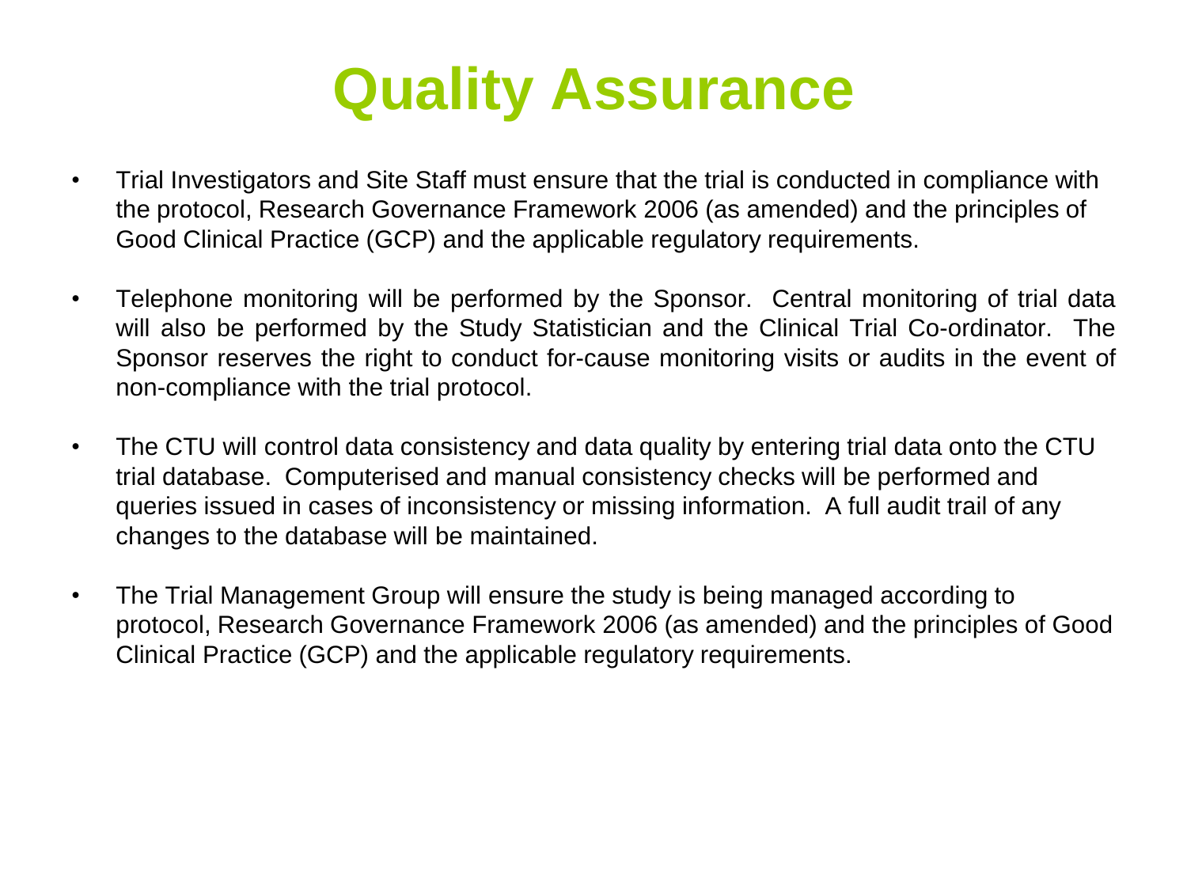# Quality Assurance

- Trial Investigators and Site Staff must ensure that the trial is conducted in compliance with the protocol, Research Governance Framework 2006 (as amended) and the principles of Good Clinical Practice (GCP) and the applicable regulatory requirements.
- Telephone monitoring will be performed by the Sponsor. Central monitoring of trial data will also be performed by the Study Statistician and the Clinical Trial Co-ordinator. The Sponsor reserves the right to conduct for-cause monitoring visits or audits in the event of non-compliance with the trial protocol.
- The CTU will control data consistency and data quality by entering trial data onto the CTU trial database. Computerised and manual consistency checks will be performed and queries issued in cases of inconsistency or missing information. A full audit trail of any changes to the database will be maintained.
- The Trial Management Group will ensure the study is being managed according to protocol, Research Governance Framework 2006 (as amended) and the principles of Good Clinical Practice (GCP) and the applicable regulatory requirements.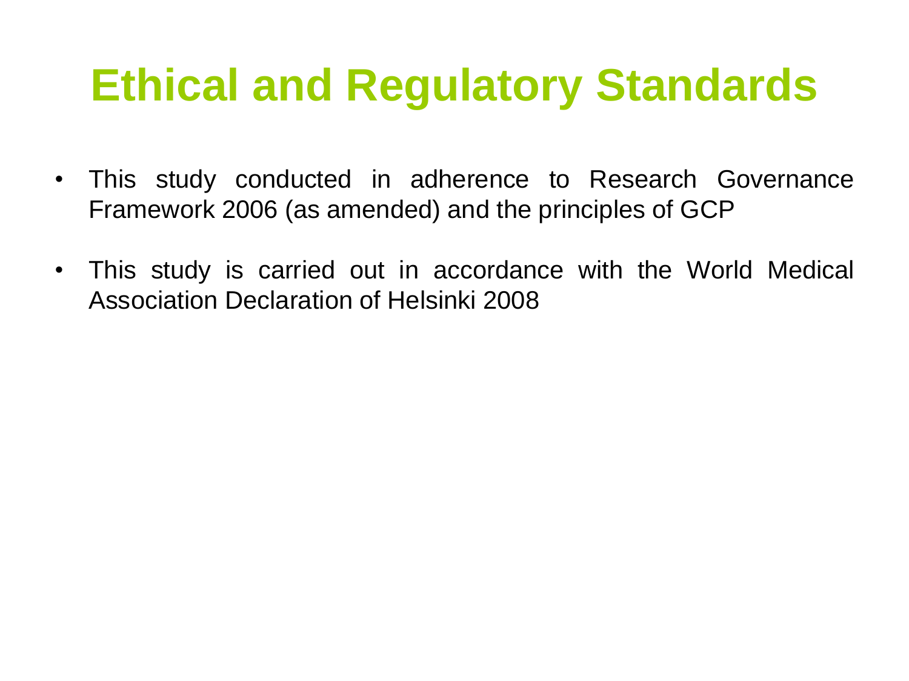# Ethical and Regulatory Standards

- This study conducted in adherence to Research Governance Framework 2006 (as amended) and the principles of GCP
- This study is carried out in accordance with the World Medical Association Declaration of Helsinki 2008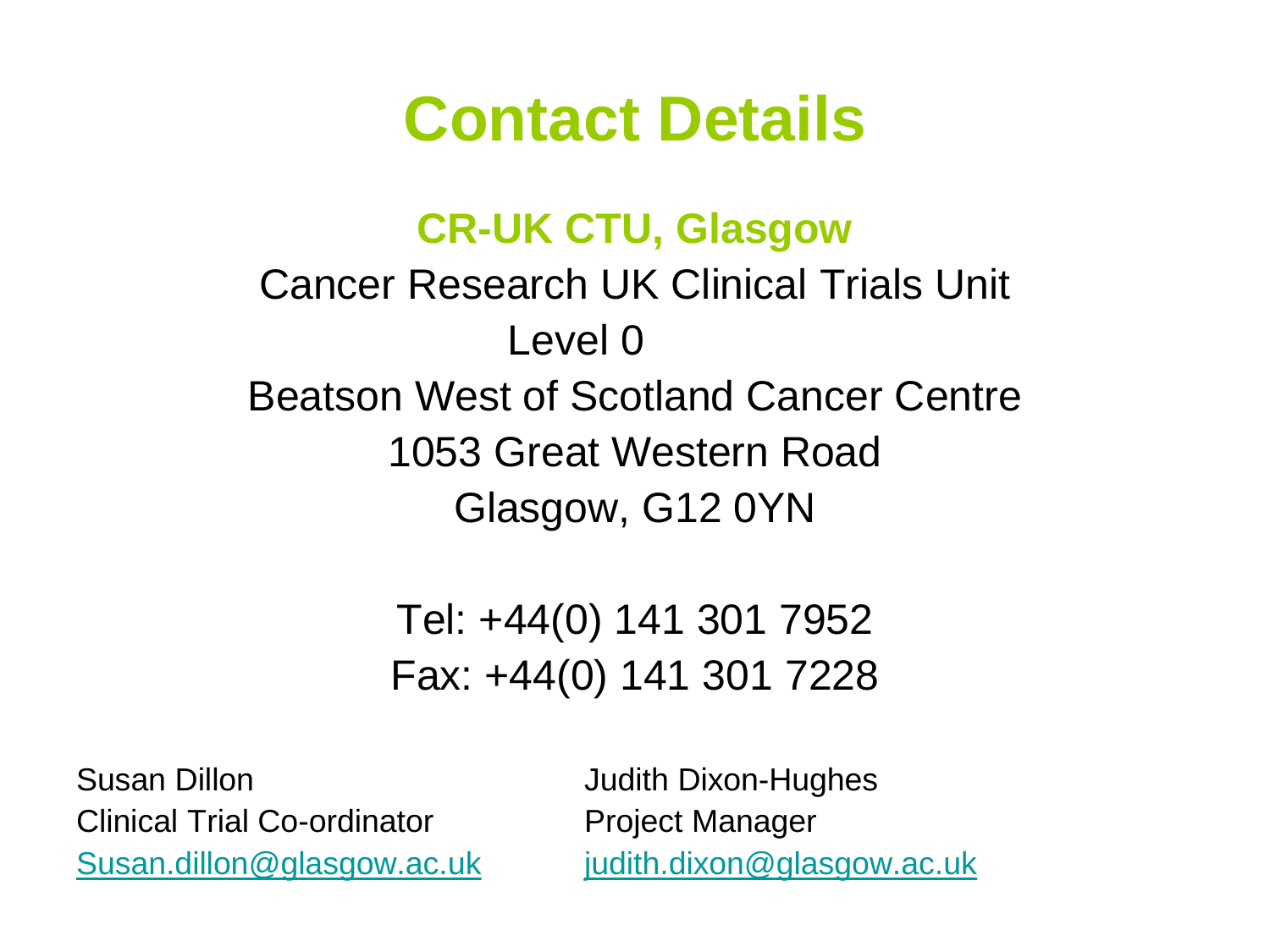# Contact Details

## CR-UK CTU, Glasgow

Cancer Research UK Clinical Trials Unit
Level 0
Beatson West of Scotland Cancer Centre
1053 Great Western Road
Glasgow, G12 0YN

Tel: +44(0) 141 301 7952
Fax: +44(0) 141 301 7228

Susan Dillon
Clinical Trial Co-ordinator
Susan.dillon@glasgow.ac.uk

Judith Dixon-Hughes
Project Manager
judith.dixon@glasgow.ac.uk